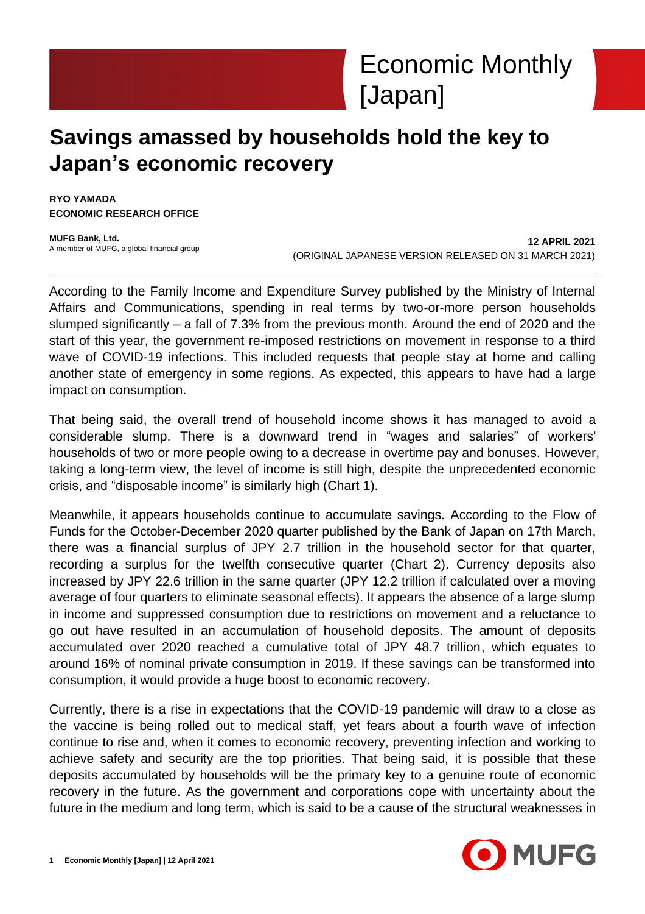# Economic Monthly [Japan]

# Savings amassed by households hold the key to Japan's economic recovery

**RYO YAMADA**
**ECONOMIC RESEARCH OFFICE**

**MUFG Bank, Ltd.**
A member of MUFG, a global financial group

**12 APRIL 2021**
(ORIGINAL JAPANESE VERSION RELEASED ON 31 MARCH 2021)

---

According to the Family Income and Expenditure Survey published by the Ministry of Internal Affairs and Communications, spending in real terms by two-or-more person households slumped significantly – a fall of 7.3% from the previous month. Around the end of 2020 and the start of this year, the government re-imposed restrictions on movement in response to a third wave of COVID-19 infections. This included requests that people stay at home and calling another state of emergency in some regions. As expected, this appears to have had a large impact on consumption.

That being said, the overall trend of household income shows it has managed to avoid a considerable slump. There is a downward trend in "wages and salaries" of workers' households of two or more people owing to a decrease in overtime pay and bonuses. However, taking a long-term view, the level of income is still high, despite the unprecedented economic crisis, and "disposable income" is similarly high (Chart 1).

Meanwhile, it appears households continue to accumulate savings. According to the Flow of Funds for the October-December 2020 quarter published by the Bank of Japan on 17th March, there was a financial surplus of JPY 2.7 trillion in the household sector for that quarter, recording a surplus for the twelfth consecutive quarter (Chart 2). Currency deposits also increased by JPY 22.6 trillion in the same quarter (JPY 12.2 trillion if calculated over a moving average of four quarters to eliminate seasonal effects). It appears the absence of a large slump in income and suppressed consumption due to restrictions on movement and a reluctance to go out have resulted in an accumulation of household deposits. The amount of deposits accumulated over 2020 reached a cumulative total of JPY 48.7 trillion, which equates to around 16% of nominal private consumption in 2019. If these savings can be transformed into consumption, it would provide a huge boost to economic recovery.

Currently, there is a rise in expectations that the COVID-19 pandemic will draw to a close as the vaccine is being rolled out to medical staff, yet fears about a fourth wave of infection continue to rise and, when it comes to economic recovery, preventing infection and working to achieve safety and security are the top priorities. That being said, it is possible that these deposits accumulated by households will be the primary key to a genuine route of economic recovery in the future. As the government and corporations cope with uncertainty about the future in the medium and long term, which is said to be a cause of the structural weaknesses in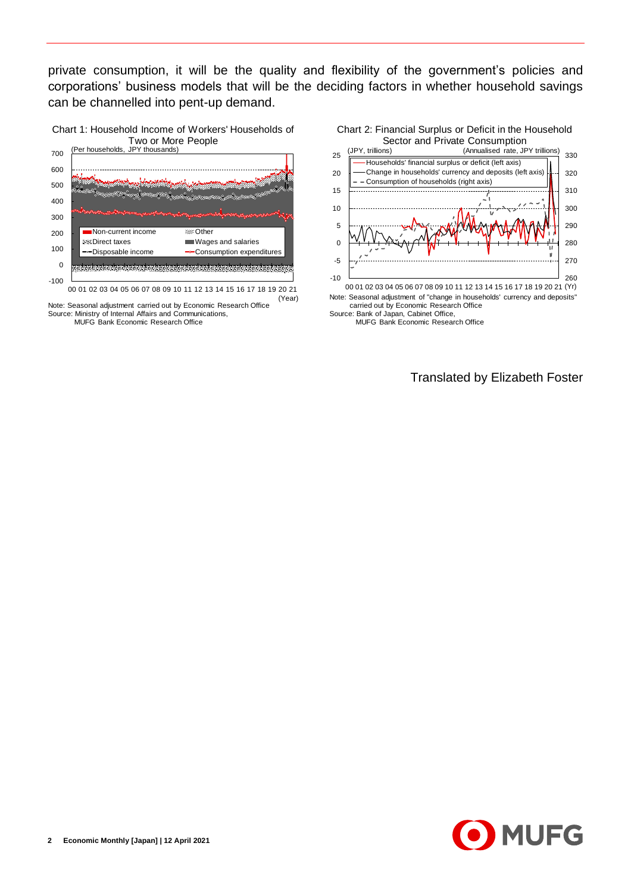private consumption, it will be the quality and flexibility of the government's policies and corporations' business models that will be the deciding factors in whether household savings can be channelled into pent-up demand.

Chart 1: Household Income of Workers' Households of Two or More People

Note: Seasonal adjustment carried out by Economic Research Office
Source: Ministry of Internal Affairs and Communications, MUFG Bank Economic Research Office

Chart 2: Financial Surplus or Deficit in the Household Sector and Private Consumption

Note: Seasonal adjustment of "change in households' currency and deposits" carried out by Economic Research Office
Source: Bank of Japan, Cabinet Office, MUFG Bank Economic Research Office

Translated by Elizabeth Foster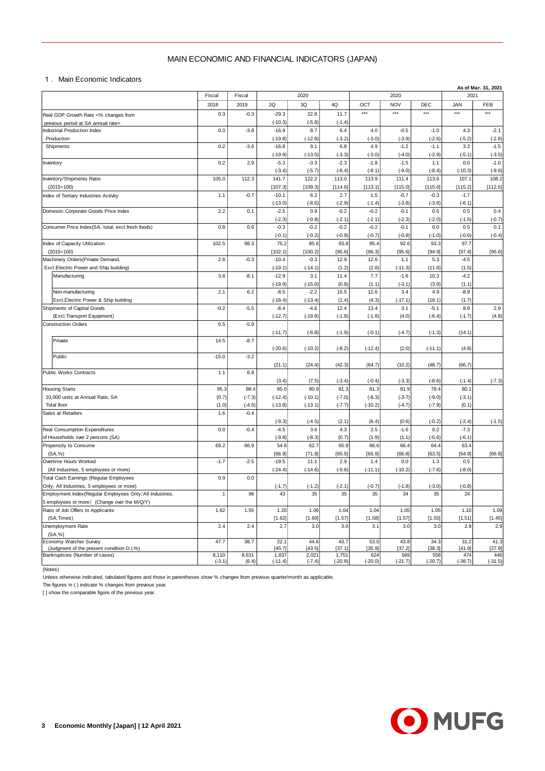# MAIN ECONOMIC AND FINANCIAL INDICATORS (JAPAN)

## 1．Main Economic Indicators

As of Mar. 31, 2021

| | Fiscal 2018 | Fiscal 2019 | 2020 2Q | 2020 3Q | 2020 4Q | 2020 OCT | 2020 NOV | 2020 DEC | 2021 JAN | 2021 FEB |
|---|---|---|---|---|---|---|---|---|---|---|
| Real GDP Growth Rate <% changes from previous period at SA annual rate> | 0.3 | -0.3 | -29.3 | 22.8 | 11.7 | *** | *** | *** | *** | *** |
| | | | (-10.3) | (-5.8) | (-1.4) | | | | | |
| Industrial Production Index Production | 0.3 | -3.8 | -16.9 | 8.7 | 6.4 | 4.0 | -0.5 | -1.0 | 4.3 | -2.1 |
| | | | (-19.8) | (-12.8) | (-3.2) | (-3.0) | (-3.9) | (-2.6) | (-5.2) | (-2.6) |
| Shipments | 0.2 | -3.6 | -16.8 | 9.1 | 6.8 | 4.9 | -1.2 | -1.1 | 3.2 | -1.5 |
| | | | (-19.9) | (-13.5) | (-3.3) | (-3.0) | (-4.0) | (-2.9) | (-5.1) | (-3.5) |
| Inventory | 0.2 | 2.9 | -5.3 | -3.3 | -2.3 | -1.8 | -1.5 | 1.1 | 0.0 | -1.0 |
| | | | (-3.4) | (-5.7) | (-8.4) | (-8.1) | (-9.0) | (-8.4) | (-10.3) | (-9.6) |
| Inventory/Shipments Ratio (2015=100) | 105.0 | 112.3 | 141.7 | 122.2 | 113.0 | 113.9 | 111.4 | 113.6 | 107.1 | 108.2 |
| | | | [107.3] | [109.3] | [114.6] | [113.1] | [115.0] | [115.6] | [115.2] | [112.5] |
| Index of Tertiary Industries Activity | 1.1 | -0.7 | -10.1 | 6.2 | 2.7 | 1.5 | -0.7 | -0.3 | -1.7 | |
| | | | (-13.0) | (-8.6) | (-2.9) | (-1.4) | (-3.8) | (-3.6) | (-6.1) | |
| Domestic Corporate Goods Price Index | 2.2 | 0.1 | -2.5 | 0.9 | -0.2 | -0.2 | -0.1 | 0.5 | 0.5 | 0.4 |
| | | | (-2.3) | (-0.8) | (-2.1) | (-2.1) | (-2.3) | (-2.0) | (-1.5) | (-0.7) |
| Consumer Price Index(SA, total, excl.fresh foods) | 0.8 | 0.6 | -0.3 | -0.2 | -0.2 | -0.2 | -0.1 | 0.0 | 0.5 | 0.1 |
| | | | (-0.1) | (-0.2) | (-0.9) | (-0.7) | (-0.9) | (-1.0) | (-0.6) | (-0.4) |
| Index of Capacity Utilization (2015=100) | 102.5 | 98.3 | 75.2 | 85.6 | 93.8 | 95.4 | 92.6 | 93.3 | 97.7 | |
| | | | [102.1] | [100.2] | [95.6] | [96.3] | [95.6] | [94.9] | [97.4] | [95.6] |
| Machinery Orders(Private Demand, Excl.Electric Power and Ship building) | 2.8 | -0.3 | -10.4 | -0.3 | 12.9 | 12.6 | 1.1 | 5.3 | -4.5 | |
| | | | (-19.1) | (-14.1) | (1.2) | (2.8) | (-11.3) | (11.8) | (1.5) | |
| Manufacturing | 3.8 | -8.1 | -12.9 | 3.1 | 11.4 | 7.7 | -1.6 | 10.3 | -4.2 | |
| | | | (-19.9) | (-15.0) | (0.8) | (1.1) | (-3.1) | (3.9) | (1.1) | |
| Non-manufacturing Excl.Electric Power & Ship building | 2.1 | 6.2 | -8.5 | -2.2 | 15.5 | 12.6 | 3.4 | 4.9 | -8.9 | |
| | | | (-18.4) | (-13.4) | (1.4) | (4.3) | (-17.1) | (18.1) | (1.7) | |
| Shipments of Capital Goods (Excl.Transport Equipment) | -0.2 | -5.5 | -8.4 | -4.6 | 12.4 | 13.4 | 3.1 | -5.1 | 8.9 | 2.9 |
| | | | (-12.7) | (-19.8) | (-1.8) | (-1.8) | (4.0) | (-6.4) | (-1.7) | (4.8) |
| Construction Orders | 6.5 | -5.9 | | | | | | | | |
| | | | (-11.7) | (-6.8) | (-1.9) | (-0.1) | (-4.7) | (-1.3) | (14.1) | |
| Private | 14.5 | -8.7 | | | | | | | | |
| | | | (-20.6) | (-10.2) | (-8.2) | (-12.4) | (2.0) | (-11.1) | (4.8) | |
| Public | -15.0 | -3.2 | | | | | | | | |
| | | | (21.1) | (24.4) | (42.3) | (64.7) | (10.2) | (48.7) | (66.7) | |
| Public Works Contracts | 1.1 | 6.8 | | | | | | | | |
| | | | (3.4) | (7.5) | (-3.4) | (-0.4) | (-3.3) | (-8.6) | (-1.4) | (-7.3) |
| Housing Starts 10,000 units at Annual Rate, SA | 95.3 | 88.4 | 85.0 | 80.9 | 81.3 | 81.3 | 81.9 | 78.4 | 80.1 | |
| | (0.7) | (-7.3) | (-12.4) | (-10.1) | (-7.0) | (-8.3) | (-3.7) | (-9.0) | (-3.1) | |
| Total floor | (1.0) | (-4.5) | (-13.8) | (-13.1) | (-7.7) | (-10.2) | (-4.7) | (-7.9) | (0.1) | |
| Sales at Retailers | 1.6 | -0.4 | | | | | | | | |
| | | | (-9.3) | (-4.5) | (2.1) | (6.4) | (0.6) | (-0.2) | (-2.4) | (-1.5) |
| Real Consumption Expenditures of Households over 2 persons (SA) | 0.0 | -0.4 | -4.5 | 3.6 | 4.3 | 2.5 | -1.6 | 0.2 | -7.3 | |
| | | | (-9.8) | (-8.3) | (0.7) | (1.9) | (1.1) | (-0.6) | (-6.1) | |
| Propensity to Consume (SA,%) | 69.2 | 66.9 | 54.8 | 62.7 | 65.9 | 66.6 | 66.4 | 64.4 | 63.4 | |
| | | | [66.9] | [71.8] | [65.5] | [65.9] | [66.8] | [63.5] | [64.9] | [66.8] |
| Overtime Hours Worked (All Industries, 5 employees or more) | -1.7 | -2.5 | -19.5 | 11.1 | 2.9 | 1.4 | 0.0 | 1.3 | 0.5 | |
| | | | (-24.4) | (-14.6) | (-9.6) | (-11.1) | (-10.2) | (-7.6) | (-8.0) | |
| Total Cash Earnings (Regular Employees Only; All Industries, 5 employees or more) | 0.9 | 0.0 | | | | | | | | |
| | | | (-1.7) | (-1.2) | (-2.1) | (-0.7) | (-1.8) | (-3.0) | (-0.8) | |
| Employment Index(Regular Employees Only;'All Industries, 5 employees or more) (Change over the M/Q/Y) | 1 | 96 | 43 | 35 | 35 | 35 | 34 | 35 | 24 | |
| Ratio of Job Offers to Applicants (SA,Times) | 1.62 | 1.55 | 1.20 | 1.06 | 1.04 | 1.04 | 1.05 | 1.05 | 1.10 | 1.09 |
| | | | [1.62] | [1.60] | [1.57] | [1.58] | [1.57] | [1.55] | [1.51] | [1.45] |
| Unemployment Rate (SA,%) | 2.4 | 2.4 | 2.7 | 3.0 | 3.0 | 3.1 | 3.0 | 3.0 | 2.9 | 2.9 |
| Economy Watcher Survey (Judgment of the present condition D.I,%) | 47.7 | 38.7 | 22.1 | 44.6 | 43.7 | 53.0 | 43.8 | 34.3 | 31.2 | 41.3 |
| | | | [45.7] | [43.5] | [37.1] | [35.9] | [37.2] | [38.3] | [41.9] | [27.9] |
| Bankruptcies (Number of cases) | 8,110 | 8,631 | 1,837 | 2,021 | 1,751 | 624 | 569 | 558 | 474 | 446 |
| | (-3.1) | (6.4) | (-11.4) | (-7.4) | (-20.8) | (-20.0) | (-21.7) | (-20.7) | (-38.7) | (-31.5) |

(Notes)

Unless otherwise indicated, tabulated figures and those in parentheses show % changes from previous quarter/month as applicable.

The figures in ( ) indicate % changes from previous year.

[ ] show the comparable figure of the previous year.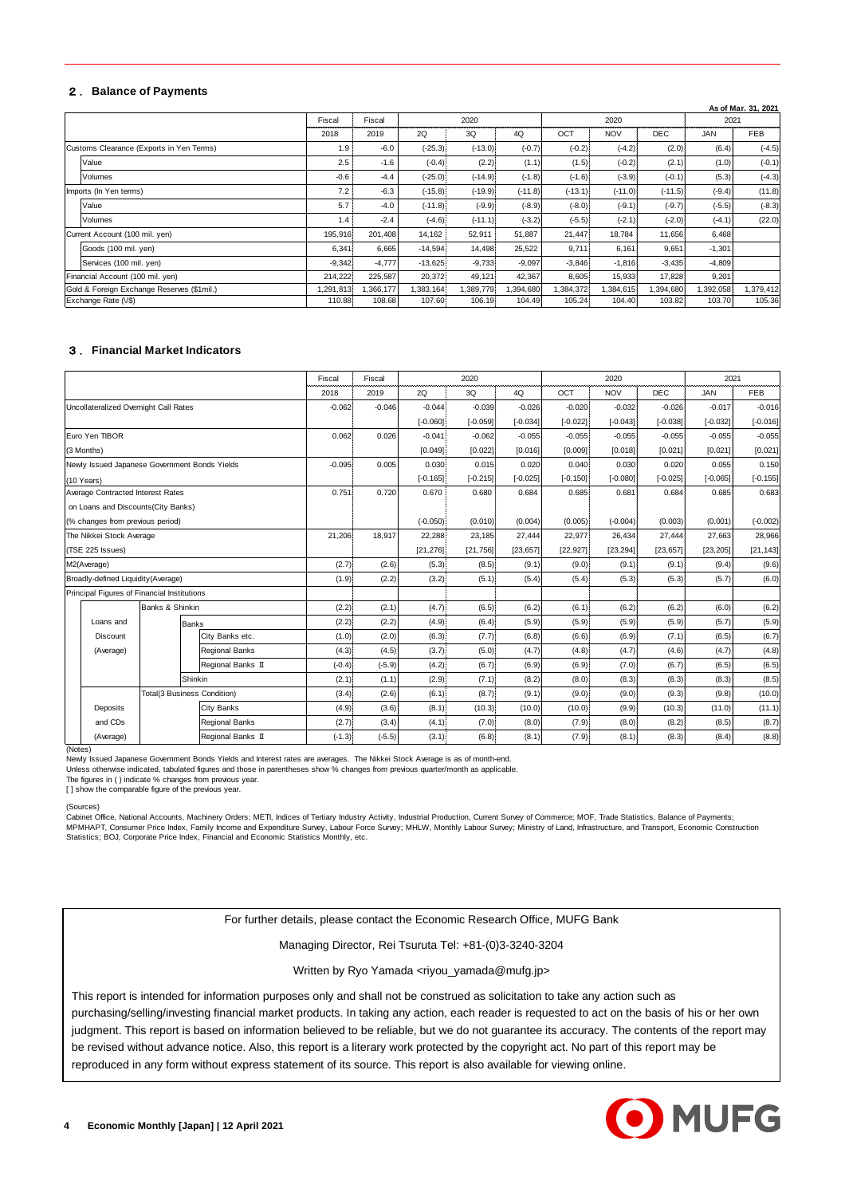## 2. Balance of Payments

As of Mar. 31, 2021

| | Fiscal | Fiscal | 2020 | | | 2020 | | | 2021 | |
|---|---|---|---|---|---|---|---|---|---|---|
| | 2018 | 2019 | 2Q | 3Q | 4Q | OCT | NOV | DEC | JAN | FEB |
| Customs Clearance (Exports in Yen Terms) | 1.9 | -6.0 | (-25.3) | (-13.0) | (-0.7) | (-0.2) | (-4.2) | (2.0) | (6.4) | (-4.5) |
| Value | 2.5 | -1.6 | (-0.4) | (2.2) | (1.1) | (1.5) | (-0.2) | (2.1) | (1.0) | (-0.1) |
| Volumes | -0.6 | -4.4 | (-25.0) | (-14.9) | (-1.8) | (-1.6) | (-3.9) | (-0.1) | (5.3) | (-4.3) |
| Imports (In Yen terms) | 7.2 | -6.3 | (-15.8) | (-19.9) | (-11.8) | (-13.1) | (-11.0) | (-11.5) | (-9.4) | (11.8) |
| Value | 5.7 | -4.0 | (-11.8) | (-9.9) | (-8.9) | (-8.0) | (-9.1) | (-9.7) | (-5.5) | (-8.3) |
| Volumes | 1.4 | -2.4 | (-4.6) | (-11.1) | (-3.2) | (-5.5) | (-2.1) | (-2.0) | (-4.1) | (22.0) |
| Current Account (100 mil. yen) | 195,916 | 201,408 | 14,162 | 52,911 | 51,887 | 21,447 | 18,784 | 11,656 | 6,468 | |
| Goods (100 mil. yen) | 6,341 | 6,665 | -14,594 | 14,498 | 25,522 | 9,711 | 6,161 | 9,651 | -1,301 | |
| Services (100 mil. yen) | -9,342 | -4,777 | -13,625 | -9,733 | -9,097 | -3,846 | -1,816 | -3,435 | -4,809 | |
| Financial Account (100 mil. yen) | 214,222 | 225,587 | 20,372 | 49,121 | 42,367 | 8,605 | 15,933 | 17,828 | 9,201 | |
| Gold & Foreign Exchange Reserves ($1mil.) | 1,291,813 | 1,366,177 | 1,383,164 | 1,389,779 | 1,394,680 | 1,384,372 | 1,384,615 | 1,394,680 | 1,392,058 | 1,379,412 |
| Exchange Rate (\/$) | 110.88 | 108.68 | 107.60 | 106.19 | 104.49 | 105.24 | 104.40 | 103.82 | 103.70 | 105.36 |

## 3. Financial Market Indicators

| | Fiscal | Fiscal | 2020 | | | 2020 | | | 2021 | |
|---|---|---|---|---|---|---|---|---|---|---|
| | 2018 | 2019 | 2Q | 3Q | 4Q | OCT | NOV | DEC | JAN | FEB |
| Uncollateralized Overnight Call Rates | -0.062 | -0.046 | -0.044 | -0.039 | -0.026 | -0.020 | -0.032 | -0.026 | -0.017 | -0.016 |
| | | | [-0.060] | [-0.059] | [-0.034] | [-0.022] | [-0.043] | [-0.038] | [-0.032] | [-0.016] |
| Euro Yen TIBOR | 0.062 | 0.026 | -0.041 | -0.062 | -0.055 | -0.055 | -0.055 | -0.055 | -0.055 | -0.055 |
| (3 Months) | | | [0.049] | [0.022] | [0.016] | [0.009] | [0.018] | [0.021] | [0.021] | [0.021] |
| Newly Issued Japanese Government Bonds Yields | -0.095 | 0.005 | 0.030 | 0.015 | 0.020 | 0.040 | 0.030 | 0.020 | 0.055 | 0.150 |
| (10 Years) | | | [-0.165] | [-0.215] | [-0.025] | [-0.150] | [-0.080] | [-0.025] | [-0.065] | [-0.155] |
| Average Contracted Interest Rates on Loans and Discounts(City Banks) | 0.751 | 0.720 | 0.670 | 0.680 | 0.684 | 0.685 | 0.681 | 0.684 | 0.685 | 0.683 |
| (% changes from previous period) | | | (-0.050) | (0.010) | (0.004) | (0.005) | (-0.004) | (0.003) | (0.001) | (-0.002) |
| The Nikkei Stock Average | 21,206 | 18,917 | 22,288 | 23,185 | 27,444 | 22,977 | 26,434 | 27,444 | 27,663 | 28,966 |
| (TSE 225 Issues) | | | [21,276] | [21,756] | [23,657] | [22,927] | [23,294] | [23,657] | [23,205] | [21,143] |
| M2(Average) | (2.7) | (2.6) | (5.3) | (8.5) | (9.1) | (9.0) | (9.1) | (9.1) | (9.4) | (9.6) |
| Broadly-defined Liquidity(Average) | (1.9) | (2.2) | (3.2) | (5.1) | (5.4) | (5.4) | (5.3) | (5.3) | (5.7) | (6.0) |
| Principal Figures of Financial Institutions | | | | | | | | | | |
| Loans and Discount (Average) — Banks & Shinkin | (2.2) | (2.1) | (4.7) | (6.5) | (6.2) | (6.1) | (6.2) | (6.2) | (6.0) | (6.2) |
| Banks | (2.2) | (2.2) | (4.9) | (6.4) | (5.9) | (5.9) | (5.9) | (5.9) | (5.7) | (5.9) |
| City Banks etc. | (1.0) | (2.0) | (6.3) | (7.7) | (6.8) | (6.6) | (6.9) | (7.1) | (6.5) | (6.7) |
| Regional Banks | (4.3) | (4.5) | (3.7) | (5.0) | (4.7) | (4.8) | (4.7) | (4.6) | (4.7) | (4.8) |
| Regional Banks II | (-0.4) | (-5.9) | (4.2) | (6.7) | (6.9) | (6.9) | (7.0) | (6.7) | (6.5) | (6.5) |
| Shinkin | (2.1) | (1.1) | (2.9) | (7.1) | (8.2) | (8.0) | (8.3) | (8.3) | (8.3) | (8.5) |
| Deposits and CDs (Average) — Total(3 Business Condition) | (3.4) | (2.6) | (6.1) | (8.7) | (9.1) | (9.0) | (9.0) | (9.3) | (9.8) | (10.0) |
| City Banks | (4.9) | (3.6) | (8.1) | (10.3) | (10.0) | (10.0) | (9.9) | (10.3) | (11.0) | (11.1) |
| Regional Banks | (2.7) | (3.4) | (4.1) | (7.0) | (8.0) | (7.9) | (8.0) | (8.2) | (8.5) | (8.7) |
| Regional Banks II | (-1.3) | (-5.5) | (3.1) | (6.8) | (8.1) | (7.9) | (8.1) | (8.3) | (8.4) | (8.8) |

(Notes)

Newly Issued Japanese Government Bonds Yields and Interest rates are averages. The Nikkei Stock Average is as of month-end.

Unless otherwise indicated, tabulated figures and those in parentheses show % changes from previous quarter/month as applicable.

The figures in ( ) indicate % changes from previous year.

[ ] show the comparable figure of the previous year.

(Sources)

Cabinet Office, National Accounts, Machinery Orders; METI, Indices of Tertiary Industry Activity, Industrial Production, Current Survey of Commerce; MOF, Trade Statistics, Balance of Payments; MPMHAPT, Consumer Price Index, Family Income and Expenditure Survey, Labour Force Survey; MHLW, Monthly Labour Survey; Ministry of Land, Infrastructure, and Transport, Economic Construction Statistics; BOJ, Corporate Price Index, Financial and Economic Statistics Monthly, etc.

For further details, please contact the Economic Research Office, MUFG Bank

Managing Director, Rei Tsuruta Tel: +81-(0)3-3240-3204

Written by Ryo Yamada <riyou_yamada@mufg.jp>

This report is intended for information purposes only and shall not be construed as solicitation to take any action such as purchasing/selling/investing financial market products. In taking any action, each reader is requested to act on the basis of his or her own judgment. This report is based on information believed to be reliable, but we do not guarantee its accuracy. The contents of the report may be revised without advance notice. Also, this report is a literary work protected by the copyright act. No part of this report may be reproduced in any form without express statement of its source. This report is also available for viewing online.